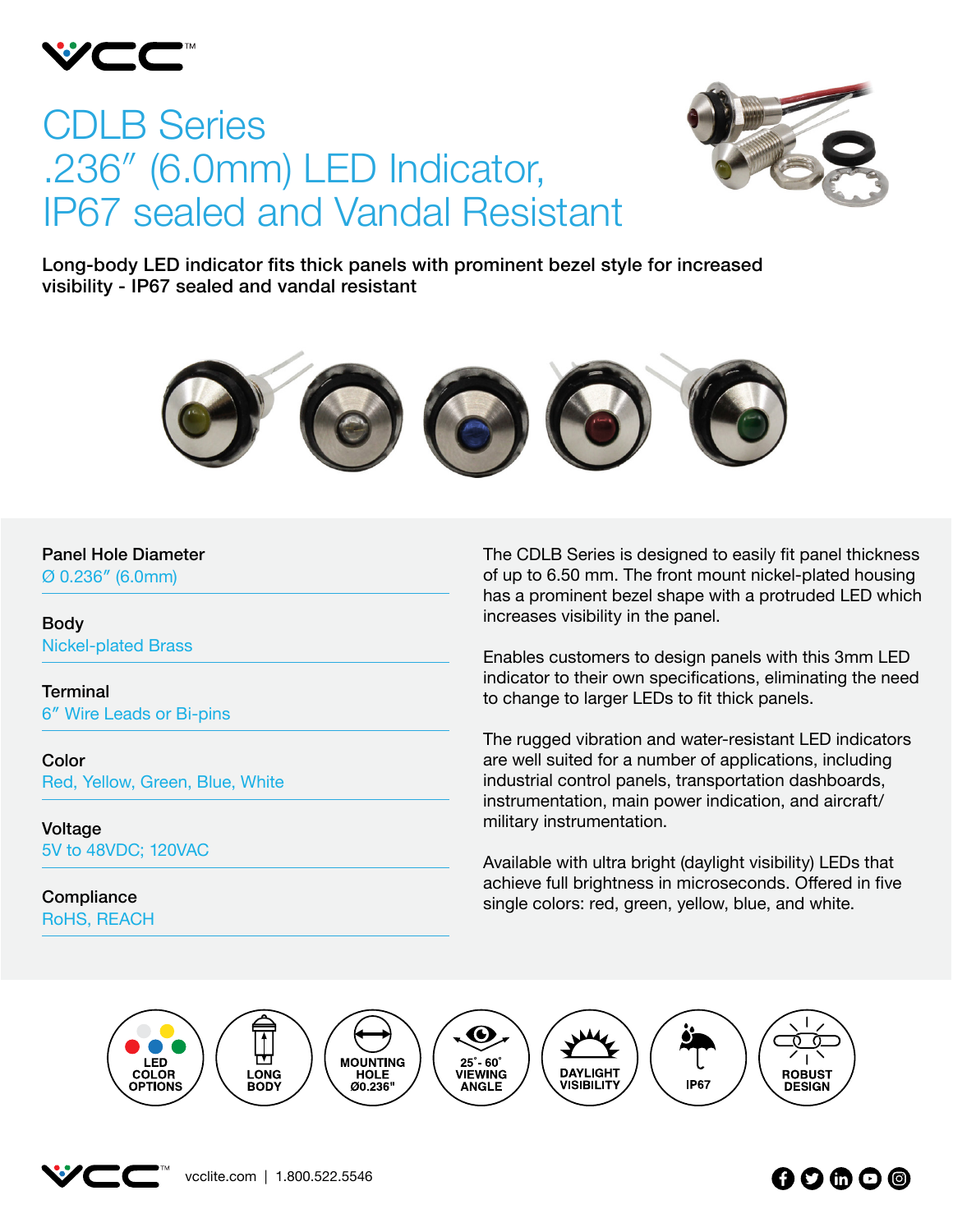# CDLB Series .236″ (6.0mm) LED Indicator, IP67 sealed and Vandal Resistant

**Long-body LED indicator fits thick panels with prominent bezel style for increased visibility - IP67 sealed and vandal resistant**

**Panel Hole Diameter**
Ø 0.236″ (6.0mm)

**Body**
Nickel-plated Brass

**Terminal**
6″ Wire Leads or Bi-pins

**Color**
Red, Yellow, Green, Blue, White

**Voltage**
5V to 48VDC; 120VAC

**Compliance**
RoHS, REACH

The CDLB Series is designed to easily fit panel thickness of up to 6.50 mm. The front mount nickel-plated housing has a prominent bezel shape with a protruded LED which increases visibility in the panel.

Enables customers to design panels with this 3mm LED indicator to their own specifications, eliminating the need to change to larger LEDs to fit thick panels.

The rugged vibration and water-resistant LED indicators are well suited for a number of applications, including industrial control panels, transportation dashboards, instrumentation, main power indication, and aircraft/military instrumentation.

Available with ultra bright (daylight visibility) LEDs that achieve full brightness in microseconds. Offered in five single colors: red, green, yellow, blue, and white.

LED COLOR OPTIONS
LONG BODY
MOUNTING HOLE Ø0.236"
25°- 60° VIEWING ANGLE
DAYLIGHT VISIBILITY
IP67
ROBUST DESIGN

vcclite.com | 1.800.522.5546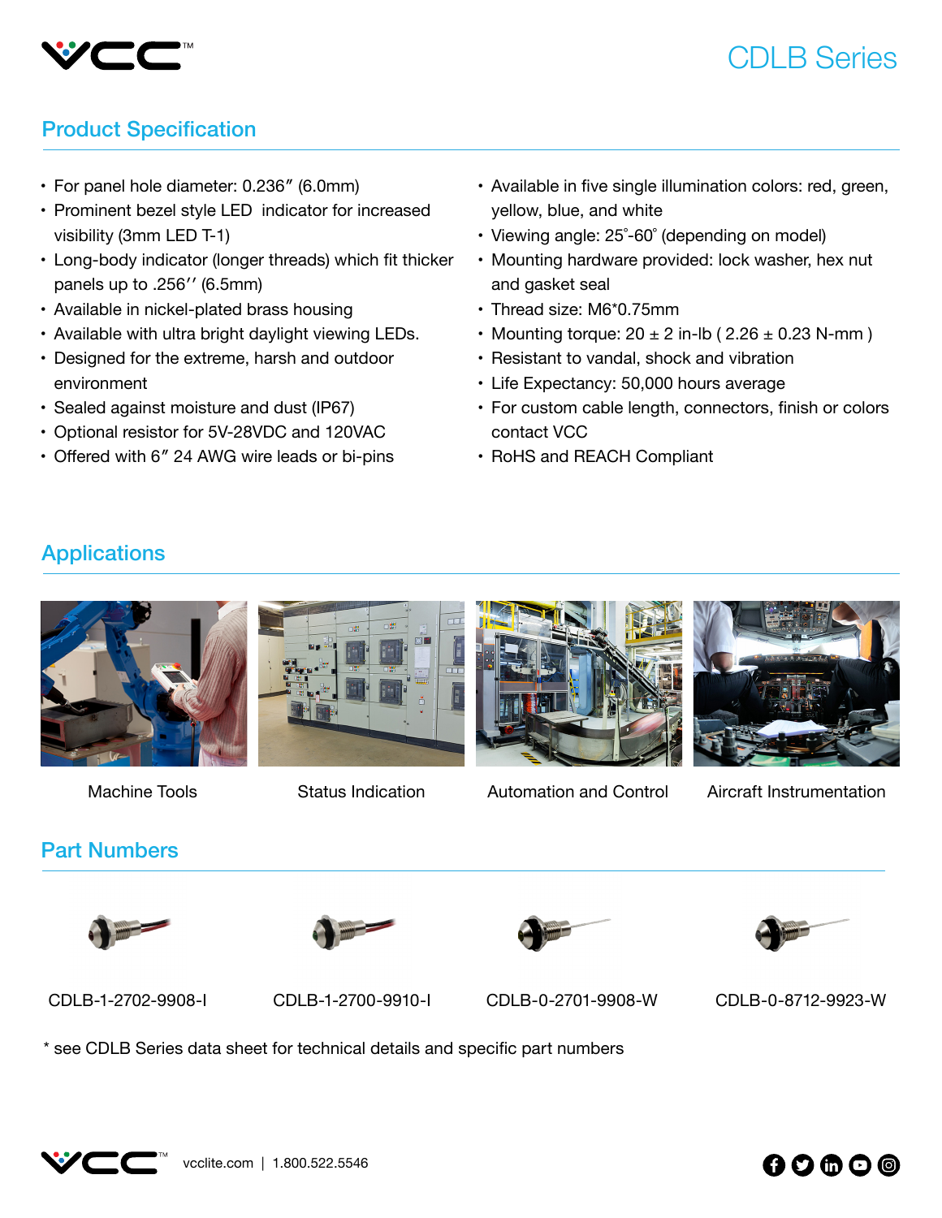# CDLB Series

## Product Specification

- For panel hole diameter: 0.236″ (6.0mm)
- Prominent bezel style LED indicator for increased visibility (3mm LED T-1)
- Long-body indicator (longer threads) which fit thicker panels up to .256′′ (6.5mm)
- Available in nickel-plated brass housing
- Available with ultra bright daylight viewing LEDs.
- Designed for the extreme, harsh and outdoor environment
- Sealed against moisture and dust (IP67)
- Optional resistor for 5V-28VDC and 120VAC
- Offered with 6″ 24 AWG wire leads or bi-pins
- Available in five single illumination colors: red, green, yellow, blue, and white
- Viewing angle: 25°-60° (depending on model)
- Mounting hardware provided: lock washer, hex nut and gasket seal
- Thread size: M6*0.75mm
- Mounting torque: 20 ± 2 in-lb ( 2.26 ± 0.23 N-mm )
- Resistant to vandal, shock and vibration
- Life Expectancy: 50,000 hours average
- For custom cable length, connectors, finish or colors contact VCC
- RoHS and REACH Compliant

## Applications

Machine Tools

Status Indication

Automation and Control

Aircraft Instrumentation

## Part Numbers

CDLB-1-2702-9908-I

CDLB-1-2700-9910-I

CDLB-0-2701-9908-W

CDLB-0-8712-9923-W

* see CDLB Series data sheet for technical details and specific part numbers

vcclite.com | 1.800.522.5546